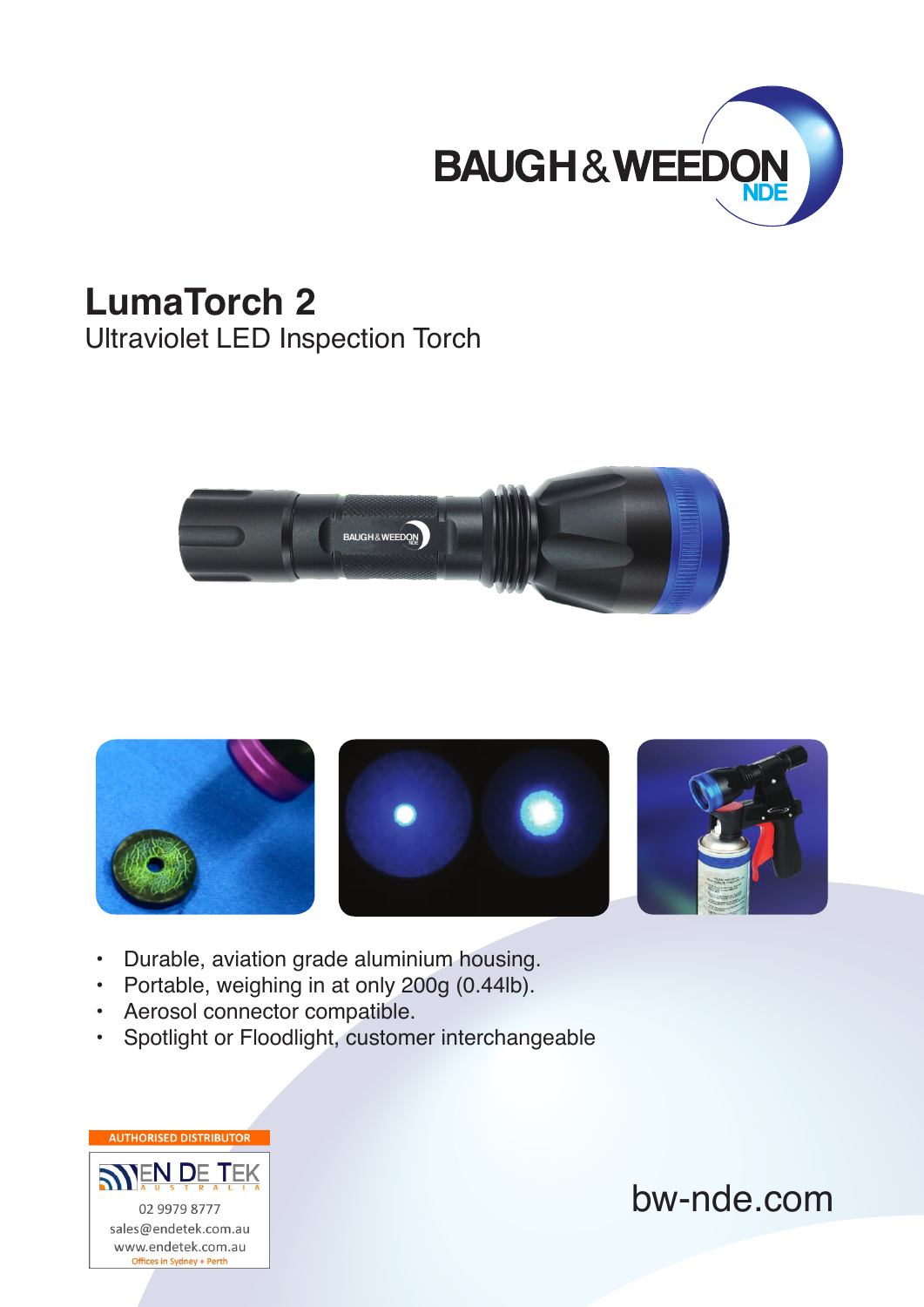BAUGH & WEEDON NDE

# LumaTorch 2

## Ultraviolet LED Inspection Torch

- Durable, aviation grade aluminium housing.
- Portable, weighing in at only 200g (0.44lb).
- Aerosol connector compatible.
- Spotlight or Floodlight, customer interchangeable

AUTHORISED DISTRIBUTOR

EN DE TEK AUSTRALIA

02 9979 8777

sales@endetek.com.au

www.endetek.com.au

Offices in Sydney + Perth

bw-nde.com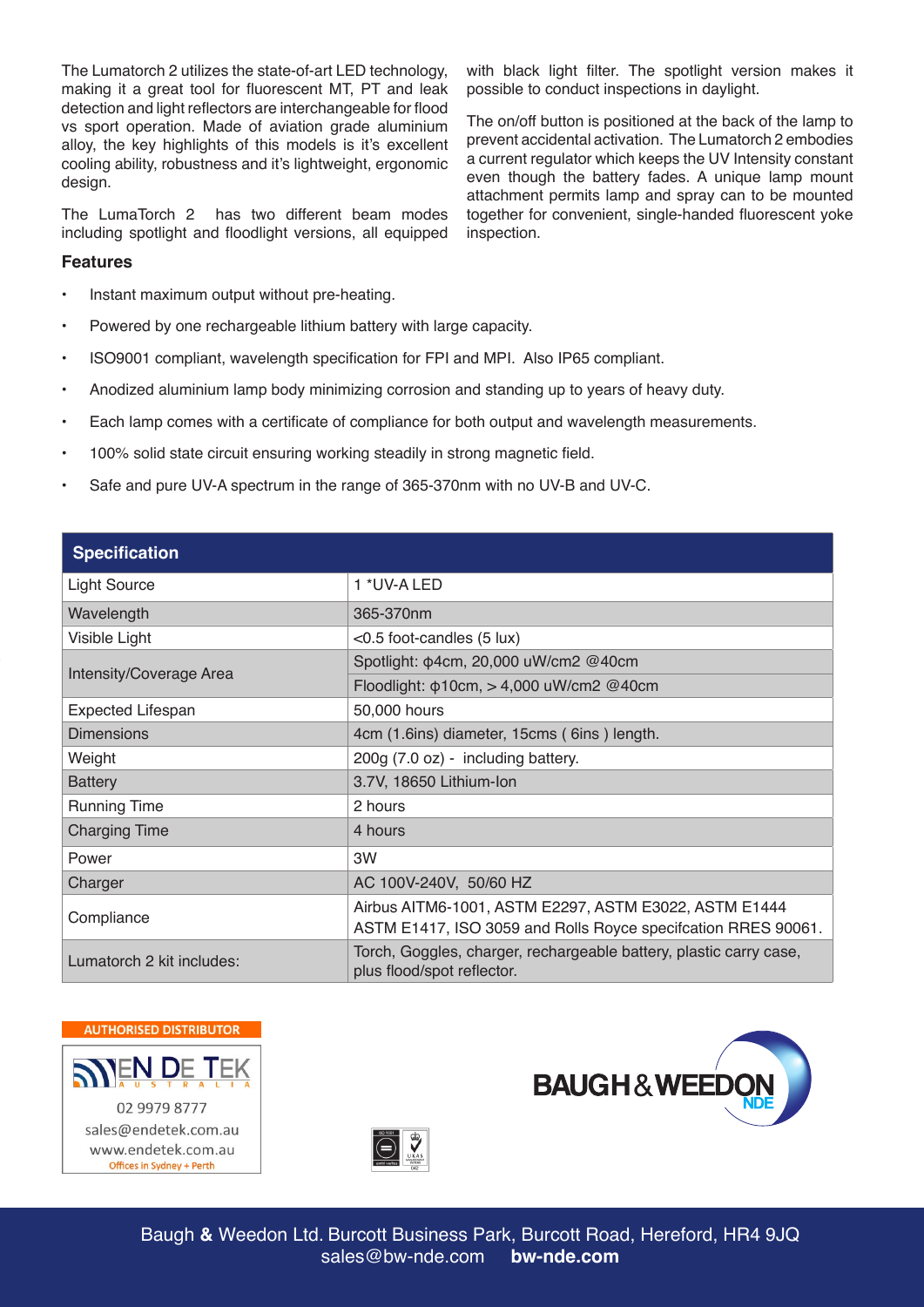The Lumatorch 2 utilizes the state-of-art LED technology, making it a great tool for fluorescent MT, PT and leak detection and light reflectors are interchangeable for flood vs sport operation. Made of aviation grade aluminium alloy, the key highlights of this models is it's excellent cooling ability, robustness and it's lightweight, ergonomic design.

The LumaTorch 2 has two different beam modes including spotlight and floodlight versions, all equipped with black light filter. The spotlight version makes it possible to conduct inspections in daylight.

The on/off button is positioned at the back of the lamp to prevent accidental activation. The Lumatorch 2 embodies a current regulator which keeps the UV Intensity constant even though the battery fades. A unique lamp mount attachment permits lamp and spray can to be mounted together for convenient, single-handed fluorescent yoke inspection.

## Features

- Instant maximum output without pre-heating.
- Powered by one rechargeable lithium battery with large capacity.
- ISO9001 compliant, wavelength specification for FPI and MPI. Also IP65 compliant.
- Anodized aluminium lamp body minimizing corrosion and standing up to years of heavy duty.
- Each lamp comes with a certificate of compliance for both output and wavelength measurements.
- 100% solid state circuit ensuring working steadily in strong magnetic field.
- Safe and pure UV-A spectrum in the range of 365-370nm with no UV-B and UV-C.

| Specification | |
|---|---|
| Light Source | 1 *UV-A LED |
| Wavelength | 365-370nm |
| Visible Light | <0.5 foot-candles (5 lux) |
| Intensity/Coverage Area | Spotlight: ϕ4cm, 20,000 uW/cm2 @40cm |
| | Floodlight: ϕ10cm, > 4,000 uW/cm2 @40cm |
| Expected Lifespan | 50,000 hours |
| Dimensions | 4cm (1.6ins) diameter, 15cms ( 6ins ) length. |
| Weight | 200g (7.0 oz) - including battery. |
| Battery | 3.7V, 18650 Lithium-Ion |
| Running Time | 2 hours |
| Charging Time | 4 hours |
| Power | 3W |
| Charger | AC 100V-240V, 50/60 HZ |
| Compliance | Airbus AITM6-1001, ASTM E2297, ASTM E3022, ASTM E1444 ASTM E1417, ISO 3059 and Rolls Royce specifcation RRES 90061. |
| Lumatorch 2 kit includes: | Torch, Goggles, charger, rechargeable battery, plastic carry case, plus flood/spot reflector. |

AUTHORISED DISTRIBUTOR

ENDETEK AUSTRALIA

02 9979 8777

sales@endetek.com.au

www.endetek.com.au

Offices in Sydney + Perth

BAUGH & WEEDON NDE

Baugh & Weedon Ltd. Burcott Business Park, Burcott Road, Hereford, HR4 9JQ

sales@bw-nde.com **bw-nde.com**